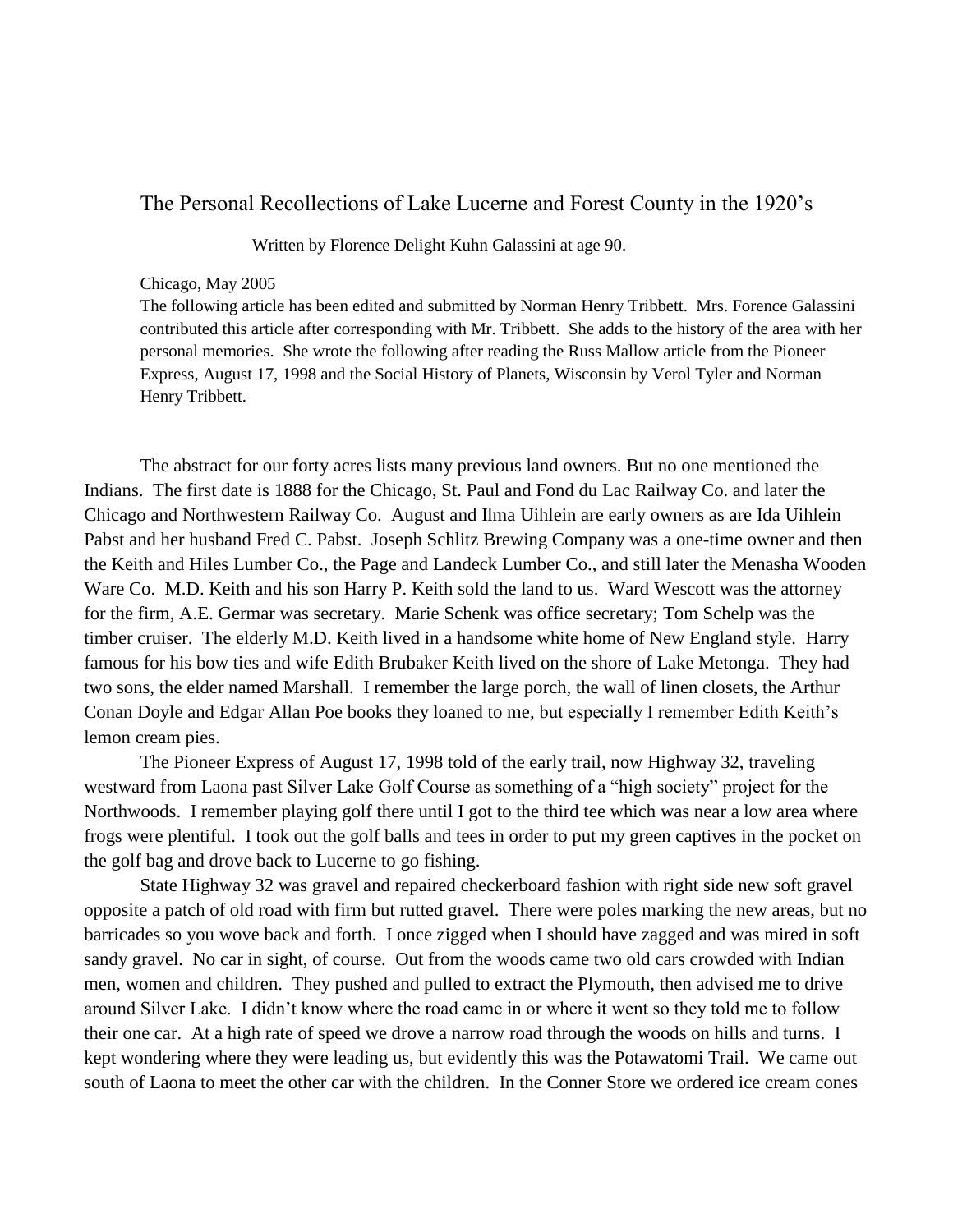# The Personal Recollections of Lake Lucerne and Forest County in the 1920's

Written by Florence Delight Kuhn Galassini at age 90.

Chicago, May 2005

The following article has been edited and submitted by Norman Henry Tribbett. Mrs. Forence Galassini contributed this article after corresponding with Mr. Tribbett. She adds to the history of the area with her personal memories. She wrote the following after reading the Russ Mallow article from the Pioneer Express, August 17, 1998 and the Social History of Planets, Wisconsin by Verol Tyler and Norman Henry Tribbett.

The abstract for our forty acres lists many previous land owners. But no one mentioned the Indians. The first date is 1888 for the Chicago, St. Paul and Fond du Lac Railway Co. and later the Chicago and Northwestern Railway Co. August and Ilma Uihlein are early owners as are Ida Uihlein Pabst and her husband Fred C. Pabst. Joseph Schlitz Brewing Company was a one-time owner and then the Keith and Hiles Lumber Co., the Page and Landeck Lumber Co., and still later the Menasha Wooden Ware Co. M.D. Keith and his son Harry P. Keith sold the land to us. Ward Wescott was the attorney for the firm, A.E. Germar was secretary. Marie Schenk was office secretary; Tom Schelp was the timber cruiser. The elderly M.D. Keith lived in a handsome white home of New England style. Harry famous for his bow ties and wife Edith Brubaker Keith lived on the shore of Lake Metonga. They had two sons, the elder named Marshall. I remember the large porch, the wall of linen closets, the Arthur Conan Doyle and Edgar Allan Poe books they loaned to me, but especially I remember Edith Keith's lemon cream pies.

The Pioneer Express of August 17, 1998 told of the early trail, now Highway 32, traveling westward from Laona past Silver Lake Golf Course as something of a "high society" project for the Northwoods. I remember playing golf there until I got to the third tee which was near a low area where frogs were plentiful. I took out the golf balls and tees in order to put my green captives in the pocket on the golf bag and drove back to Lucerne to go fishing.

State Highway 32 was gravel and repaired checkerboard fashion with right side new soft gravel opposite a patch of old road with firm but rutted gravel. There were poles marking the new areas, but no barricades so you wove back and forth. I once zigged when I should have zagged and was mired in soft sandy gravel. No car in sight, of course. Out from the woods came two old cars crowded with Indian men, women and children. They pushed and pulled to extract the Plymouth, then advised me to drive around Silver Lake. I didn't know where the road came in or where it went so they told me to follow their one car. At a high rate of speed we drove a narrow road through the woods on hills and turns. I kept wondering where they were leading us, but evidently this was the Potawatomi Trail. We came out south of Laona to meet the other car with the children. In the Conner Store we ordered ice cream cones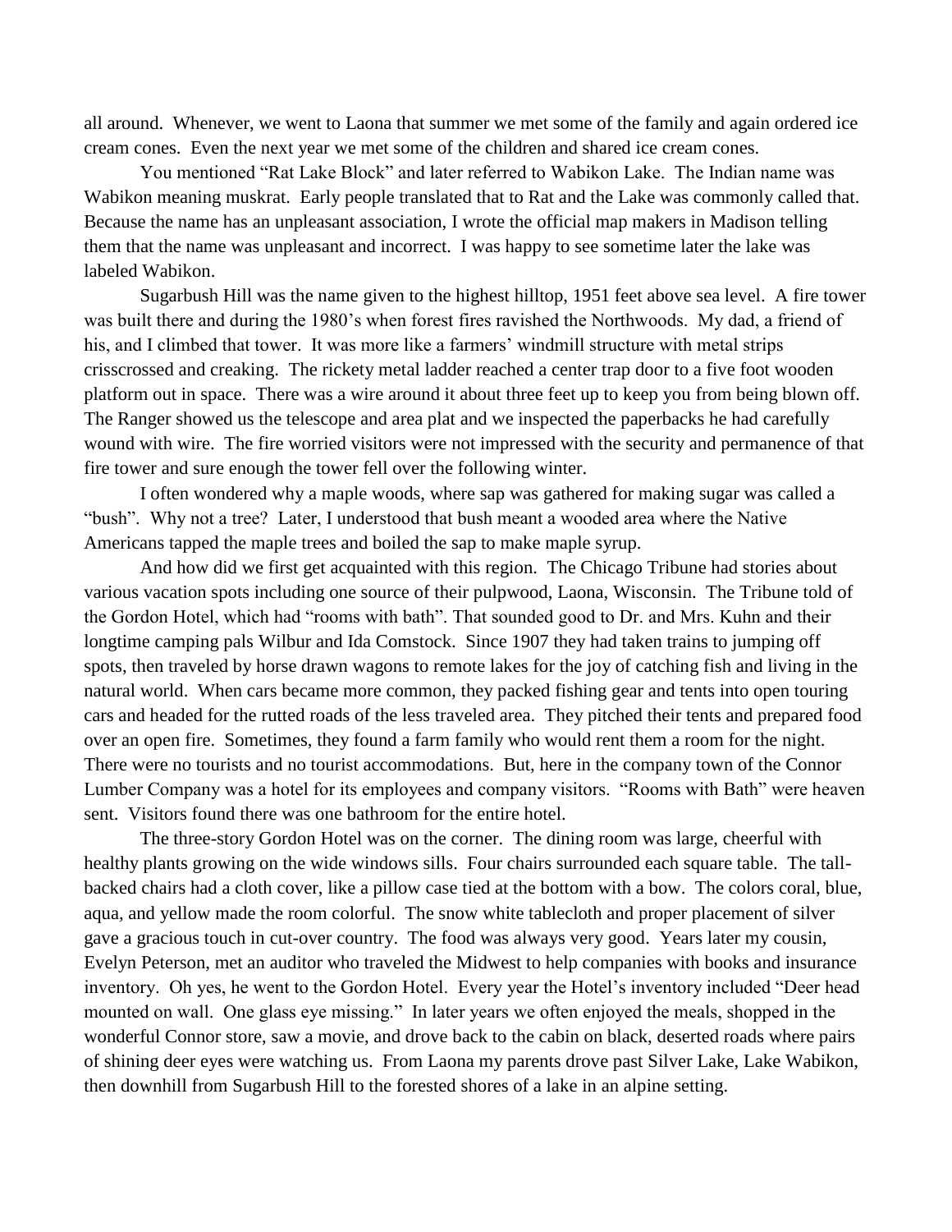all around. Whenever, we went to Laona that summer we met some of the family and again ordered ice cream cones. Even the next year we met some of the children and shared ice cream cones.

You mentioned "Rat Lake Block" and later referred to Wabikon Lake. The Indian name was Wabikon meaning muskrat. Early people translated that to Rat and the Lake was commonly called that. Because the name has an unpleasant association, I wrote the official map makers in Madison telling them that the name was unpleasant and incorrect. I was happy to see sometime later the lake was labeled Wabikon.

Sugarbush Hill was the name given to the highest hilltop, 1951 feet above sea level. A fire tower was built there and during the 1980's when forest fires ravished the Northwoods. My dad, a friend of his, and I climbed that tower. It was more like a farmers' windmill structure with metal strips crisscrossed and creaking. The rickety metal ladder reached a center trap door to a five foot wooden platform out in space. There was a wire around it about three feet up to keep you from being blown off. The Ranger showed us the telescope and area plat and we inspected the paperbacks he had carefully wound with wire. The fire worried visitors were not impressed with the security and permanence of that fire tower and sure enough the tower fell over the following winter.

I often wondered why a maple woods, where sap was gathered for making sugar was called a "bush". Why not a tree? Later, I understood that bush meant a wooded area where the Native Americans tapped the maple trees and boiled the sap to make maple syrup.

And how did we first get acquainted with this region. The Chicago Tribune had stories about various vacation spots including one source of their pulpwood, Laona, Wisconsin. The Tribune told of the Gordon Hotel, which had "rooms with bath". That sounded good to Dr. and Mrs. Kuhn and their longtime camping pals Wilbur and Ida Comstock. Since 1907 they had taken trains to jumping off spots, then traveled by horse drawn wagons to remote lakes for the joy of catching fish and living in the natural world. When cars became more common, they packed fishing gear and tents into open touring cars and headed for the rutted roads of the less traveled area. They pitched their tents and prepared food over an open fire. Sometimes, they found a farm family who would rent them a room for the night. There were no tourists and no tourist accommodations. But, here in the company town of the Connor Lumber Company was a hotel for its employees and company visitors. "Rooms with Bath" were heaven sent. Visitors found there was one bathroom for the entire hotel.

The three-story Gordon Hotel was on the corner. The dining room was large, cheerful with healthy plants growing on the wide windows sills. Four chairs surrounded each square table. The tall-backed chairs had a cloth cover, like a pillow case tied at the bottom with a bow. The colors coral, blue, aqua, and yellow made the room colorful. The snow white tablecloth and proper placement of silver gave a gracious touch in cut-over country. The food was always very good. Years later my cousin, Evelyn Peterson, met an auditor who traveled the Midwest to help companies with books and insurance inventory. Oh yes, he went to the Gordon Hotel. Every year the Hotel's inventory included "Deer head mounted on wall. One glass eye missing." In later years we often enjoyed the meals, shopped in the wonderful Connor store, saw a movie, and drove back to the cabin on black, deserted roads where pairs of shining deer eyes were watching us. From Laona my parents drove past Silver Lake, Lake Wabikon, then downhill from Sugarbush Hill to the forested shores of a lake in an alpine setting.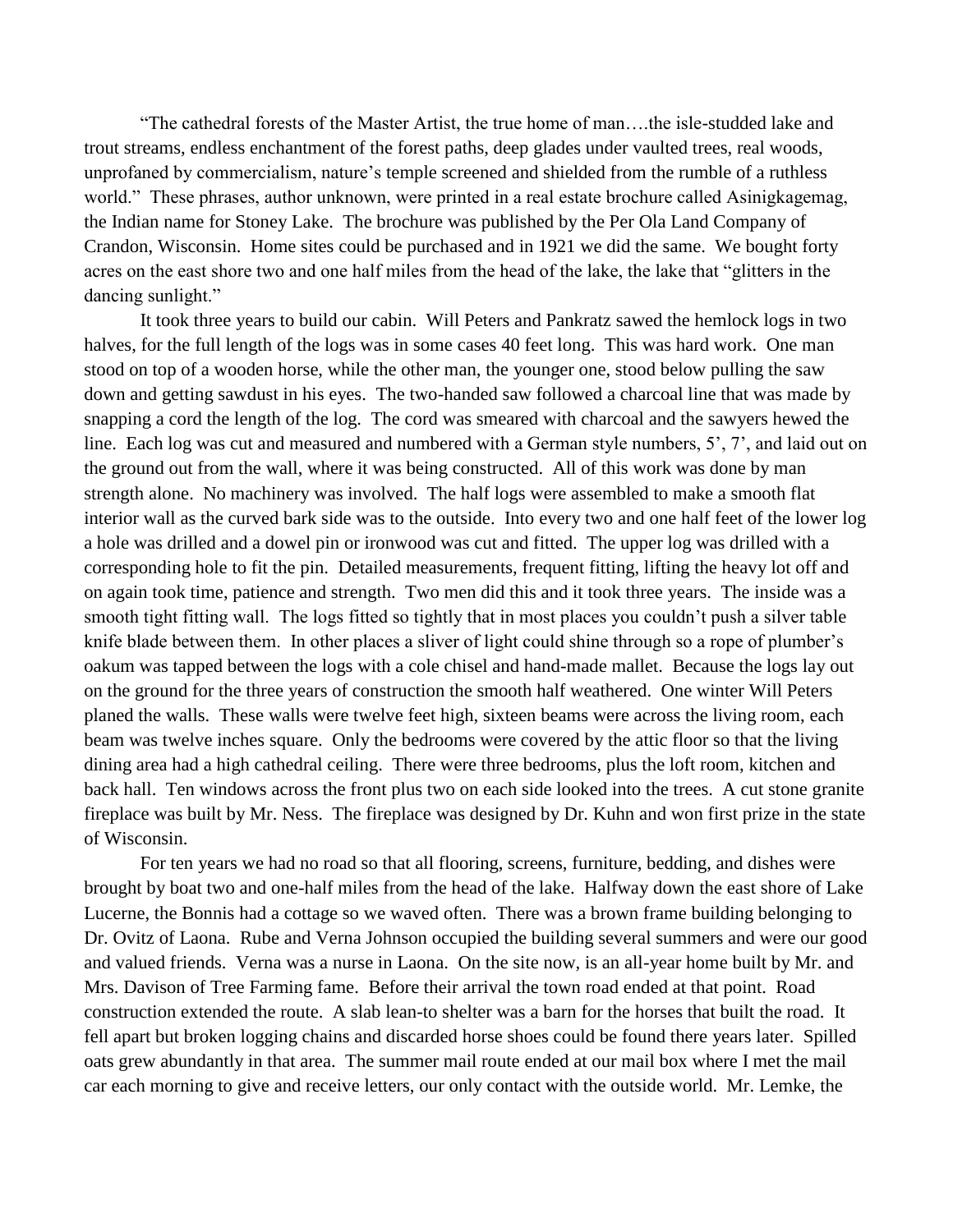"The cathedral forests of the Master Artist, the true home of man….the isle-studded lake and trout streams, endless enchantment of the forest paths, deep glades under vaulted trees, real woods, unprofaned by commercialism, nature's temple screened and shielded from the rumble of a ruthless world." These phrases, author unknown, were printed in a real estate brochure called Asinigkagemag, the Indian name for Stoney Lake. The brochure was published by the Per Ola Land Company of Crandon, Wisconsin. Home sites could be purchased and in 1921 we did the same. We bought forty acres on the east shore two and one half miles from the head of the lake, the lake that "glitters in the dancing sunlight."

It took three years to build our cabin. Will Peters and Pankratz sawed the hemlock logs in two halves, for the full length of the logs was in some cases 40 feet long. This was hard work. One man stood on top of a wooden horse, while the other man, the younger one, stood below pulling the saw down and getting sawdust in his eyes. The two-handed saw followed a charcoal line that was made by snapping a cord the length of the log. The cord was smeared with charcoal and the sawyers hewed the line. Each log was cut and measured and numbered with a German style numbers, 5', 7', and laid out on the ground out from the wall, where it was being constructed. All of this work was done by man strength alone. No machinery was involved. The half logs were assembled to make a smooth flat interior wall as the curved bark side was to the outside. Into every two and one half feet of the lower log a hole was drilled and a dowel pin or ironwood was cut and fitted. The upper log was drilled with a corresponding hole to fit the pin. Detailed measurements, frequent fitting, lifting the heavy lot off and on again took time, patience and strength. Two men did this and it took three years. The inside was a smooth tight fitting wall. The logs fitted so tightly that in most places you couldn't push a silver table knife blade between them. In other places a sliver of light could shine through so a rope of plumber's oakum was tapped between the logs with a cole chisel and hand-made mallet. Because the logs lay out on the ground for the three years of construction the smooth half weathered. One winter Will Peters planed the walls. These walls were twelve feet high, sixteen beams were across the living room, each beam was twelve inches square. Only the bedrooms were covered by the attic floor so that the living dining area had a high cathedral ceiling. There were three bedrooms, plus the loft room, kitchen and back hall. Ten windows across the front plus two on each side looked into the trees. A cut stone granite fireplace was built by Mr. Ness. The fireplace was designed by Dr. Kuhn and won first prize in the state of Wisconsin.

For ten years we had no road so that all flooring, screens, furniture, bedding, and dishes were brought by boat two and one-half miles from the head of the lake. Halfway down the east shore of Lake Lucerne, the Bonnis had a cottage so we waved often. There was a brown frame building belonging to Dr. Ovitz of Laona. Rube and Verna Johnson occupied the building several summers and were our good and valued friends. Verna was a nurse in Laona. On the site now, is an all-year home built by Mr. and Mrs. Davison of Tree Farming fame. Before their arrival the town road ended at that point. Road construction extended the route. A slab lean-to shelter was a barn for the horses that built the road. It fell apart but broken logging chains and discarded horse shoes could be found there years later. Spilled oats grew abundantly in that area. The summer mail route ended at our mail box where I met the mail car each morning to give and receive letters, our only contact with the outside world. Mr. Lemke, the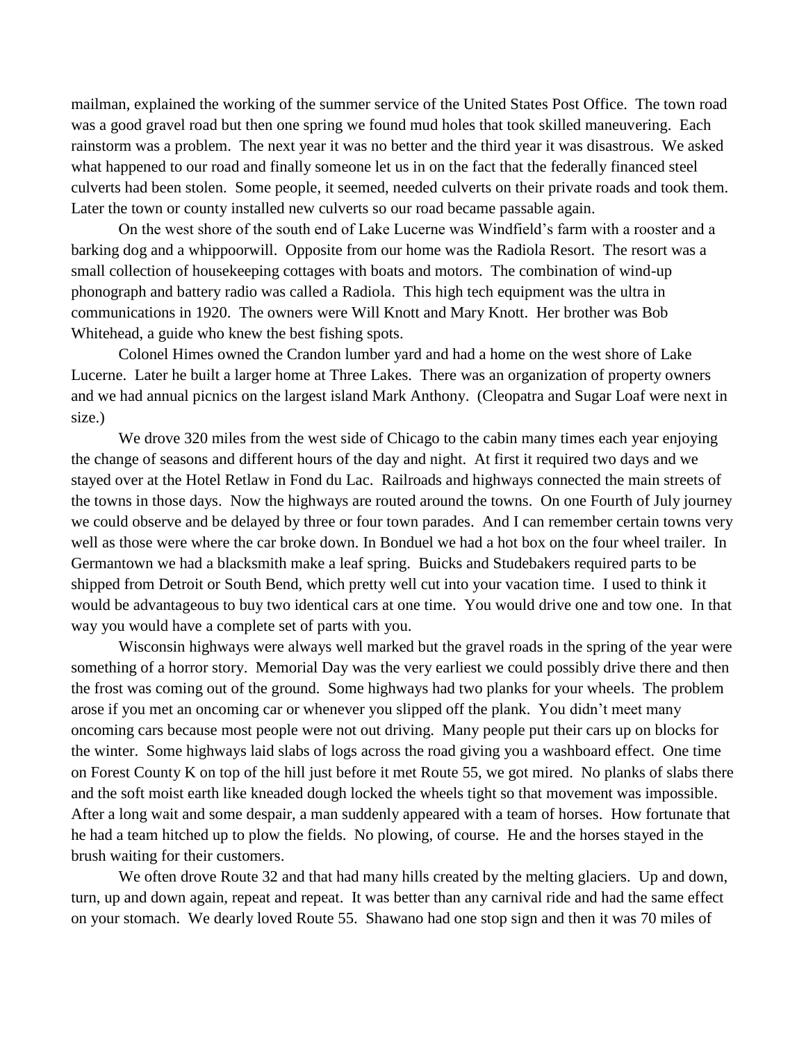mailman, explained the working of the summer service of the United States Post Office. The town road was a good gravel road but then one spring we found mud holes that took skilled maneuvering. Each rainstorm was a problem. The next year it was no better and the third year it was disastrous. We asked what happened to our road and finally someone let us in on the fact that the federally financed steel culverts had been stolen. Some people, it seemed, needed culverts on their private roads and took them. Later the town or county installed new culverts so our road became passable again.

On the west shore of the south end of Lake Lucerne was Windfield's farm with a rooster and a barking dog and a whippoorwill. Opposite from our home was the Radiola Resort. The resort was a small collection of housekeeping cottages with boats and motors. The combination of wind-up phonograph and battery radio was called a Radiola. This high tech equipment was the ultra in communications in 1920. The owners were Will Knott and Mary Knott. Her brother was Bob Whitehead, a guide who knew the best fishing spots.

Colonel Himes owned the Crandon lumber yard and had a home on the west shore of Lake Lucerne. Later he built a larger home at Three Lakes. There was an organization of property owners and we had annual picnics on the largest island Mark Anthony. (Cleopatra and Sugar Loaf were next in size.)

We drove 320 miles from the west side of Chicago to the cabin many times each year enjoying the change of seasons and different hours of the day and night. At first it required two days and we stayed over at the Hotel Retlaw in Fond du Lac. Railroads and highways connected the main streets of the towns in those days. Now the highways are routed around the towns. On one Fourth of July journey we could observe and be delayed by three or four town parades. And I can remember certain towns very well as those were where the car broke down. In Bonduel we had a hot box on the four wheel trailer. In Germantown we had a blacksmith make a leaf spring. Buicks and Studebakers required parts to be shipped from Detroit or South Bend, which pretty well cut into your vacation time. I used to think it would be advantageous to buy two identical cars at one time. You would drive one and tow one. In that way you would have a complete set of parts with you.

Wisconsin highways were always well marked but the gravel roads in the spring of the year were something of a horror story. Memorial Day was the very earliest we could possibly drive there and then the frost was coming out of the ground. Some highways had two planks for your wheels. The problem arose if you met an oncoming car or whenever you slipped off the plank. You didn't meet many oncoming cars because most people were not out driving. Many people put their cars up on blocks for the winter. Some highways laid slabs of logs across the road giving you a washboard effect. One time on Forest County K on top of the hill just before it met Route 55, we got mired. No planks of slabs there and the soft moist earth like kneaded dough locked the wheels tight so that movement was impossible. After a long wait and some despair, a man suddenly appeared with a team of horses. How fortunate that he had a team hitched up to plow the fields. No plowing, of course. He and the horses stayed in the brush waiting for their customers.

We often drove Route 32 and that had many hills created by the melting glaciers. Up and down, turn, up and down again, repeat and repeat. It was better than any carnival ride and had the same effect on your stomach. We dearly loved Route 55. Shawano had one stop sign and then it was 70 miles of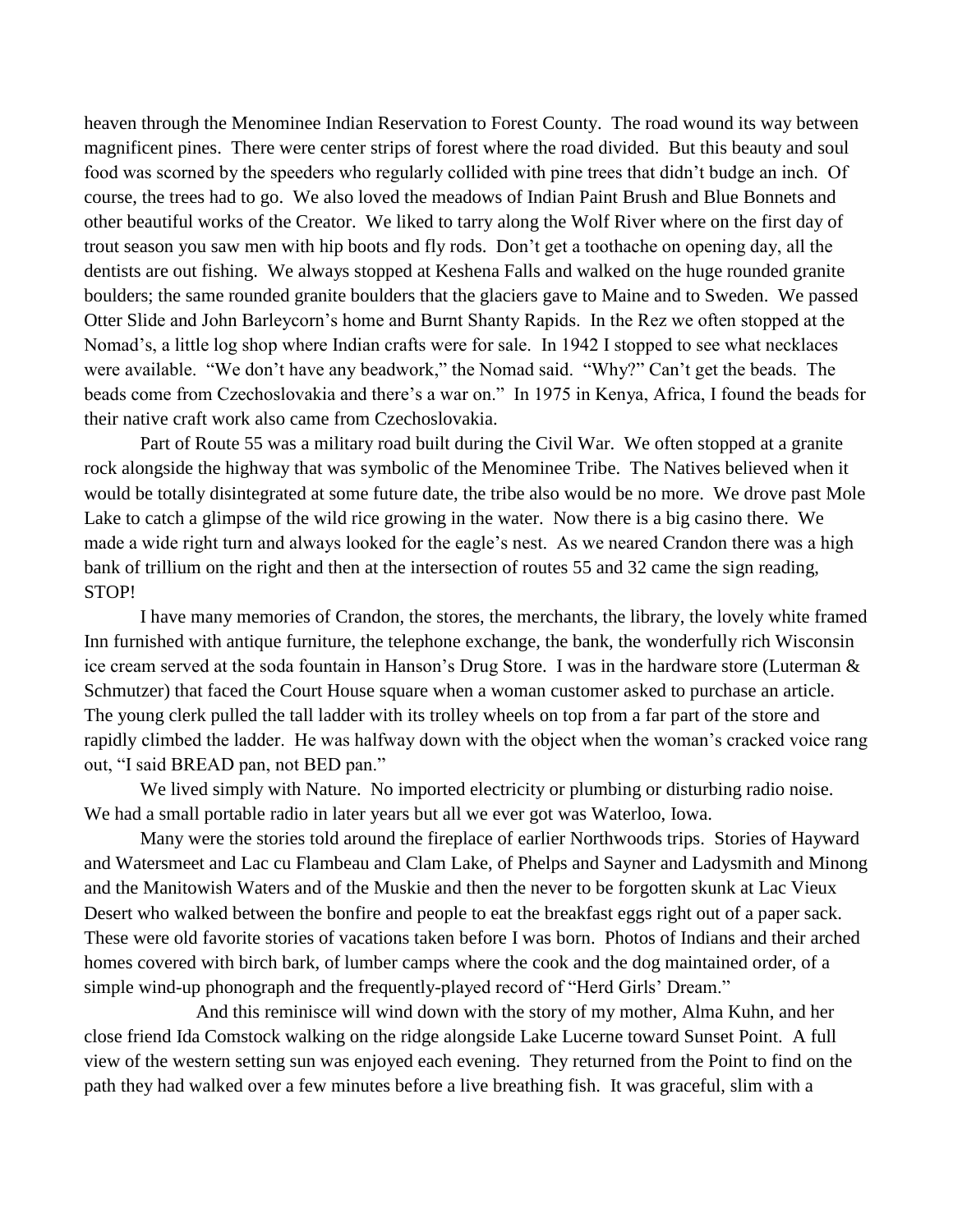heaven through the Menominee Indian Reservation to Forest County. The road wound its way between magnificent pines. There were center strips of forest where the road divided. But this beauty and soul food was scorned by the speeders who regularly collided with pine trees that didn't budge an inch. Of course, the trees had to go. We also loved the meadows of Indian Paint Brush and Blue Bonnets and other beautiful works of the Creator. We liked to tarry along the Wolf River where on the first day of trout season you saw men with hip boots and fly rods. Don't get a toothache on opening day, all the dentists are out fishing. We always stopped at Keshena Falls and walked on the huge rounded granite boulders; the same rounded granite boulders that the glaciers gave to Maine and to Sweden. We passed Otter Slide and John Barleycorn's home and Burnt Shanty Rapids. In the Rez we often stopped at the Nomad's, a little log shop where Indian crafts were for sale. In 1942 I stopped to see what necklaces were available. "We don't have any beadwork," the Nomad said. "Why?" Can't get the beads. The beads come from Czechoslovakia and there's a war on." In 1975 in Kenya, Africa, I found the beads for their native craft work also came from Czechoslovakia.

Part of Route 55 was a military road built during the Civil War. We often stopped at a granite rock alongside the highway that was symbolic of the Menominee Tribe. The Natives believed when it would be totally disintegrated at some future date, the tribe also would be no more. We drove past Mole Lake to catch a glimpse of the wild rice growing in the water. Now there is a big casino there. We made a wide right turn and always looked for the eagle's nest. As we neared Crandon there was a high bank of trillium on the right and then at the intersection of routes 55 and 32 came the sign reading, STOP!

I have many memories of Crandon, the stores, the merchants, the library, the lovely white framed Inn furnished with antique furniture, the telephone exchange, the bank, the wonderfully rich Wisconsin ice cream served at the soda fountain in Hanson's Drug Store. I was in the hardware store (Luterman & Schmutzer) that faced the Court House square when a woman customer asked to purchase an article. The young clerk pulled the tall ladder with its trolley wheels on top from a far part of the store and rapidly climbed the ladder. He was halfway down with the object when the woman's cracked voice rang out, "I said BREAD pan, not BED pan."

We lived simply with Nature. No imported electricity or plumbing or disturbing radio noise. We had a small portable radio in later years but all we ever got was Waterloo, Iowa.

Many were the stories told around the fireplace of earlier Northwoods trips. Stories of Hayward and Watersmeet and Lac cu Flambeau and Clam Lake, of Phelps and Sayner and Ladysmith and Minong and the Manitowish Waters and of the Muskie and then the never to be forgotten skunk at Lac Vieux Desert who walked between the bonfire and people to eat the breakfast eggs right out of a paper sack. These were old favorite stories of vacations taken before I was born. Photos of Indians and their arched homes covered with birch bark, of lumber camps where the cook and the dog maintained order, of a simple wind-up phonograph and the frequently-played record of "Herd Girls' Dream."

And this reminisce will wind down with the story of my mother, Alma Kuhn, and her close friend Ida Comstock walking on the ridge alongside Lake Lucerne toward Sunset Point. A full view of the western setting sun was enjoyed each evening. They returned from the Point to find on the path they had walked over a few minutes before a live breathing fish. It was graceful, slim with a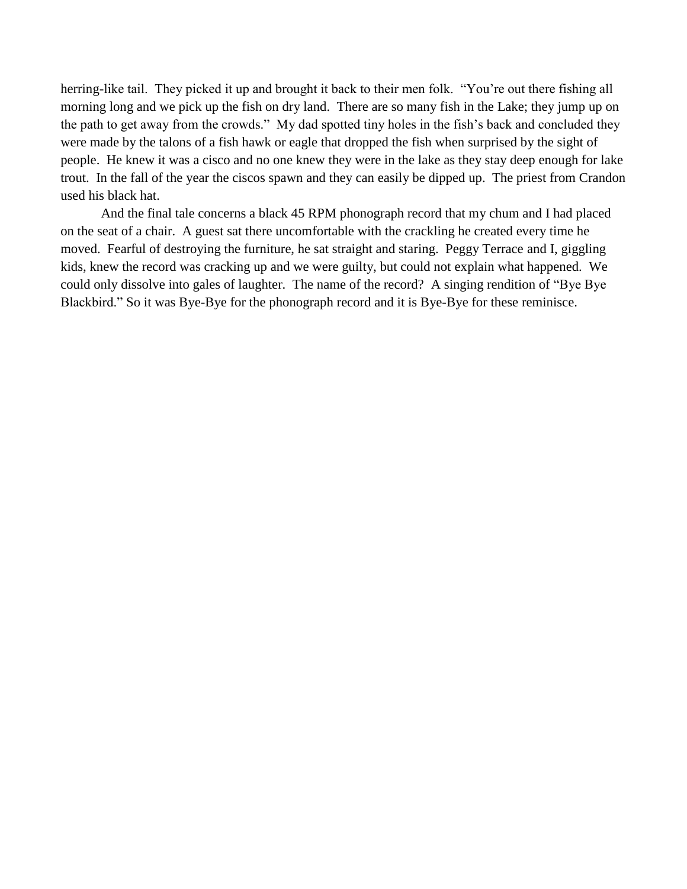herring-like tail. They picked it up and brought it back to their men folk. "You're out there fishing all morning long and we pick up the fish on dry land. There are so many fish in the Lake; they jump up on the path to get away from the crowds." My dad spotted tiny holes in the fish's back and concluded they were made by the talons of a fish hawk or eagle that dropped the fish when surprised by the sight of people. He knew it was a cisco and no one knew they were in the lake as they stay deep enough for lake trout. In the fall of the year the ciscos spawn and they can easily be dipped up. The priest from Crandon used his black hat.

And the final tale concerns a black 45 RPM phonograph record that my chum and I had placed on the seat of a chair. A guest sat there uncomfortable with the crackling he created every time he moved. Fearful of destroying the furniture, he sat straight and staring. Peggy Terrace and I, giggling kids, knew the record was cracking up and we were guilty, but could not explain what happened. We could only dissolve into gales of laughter. The name of the record? A singing rendition of "Bye Bye Blackbird." So it was Bye-Bye for the phonograph record and it is Bye-Bye for these reminisce.